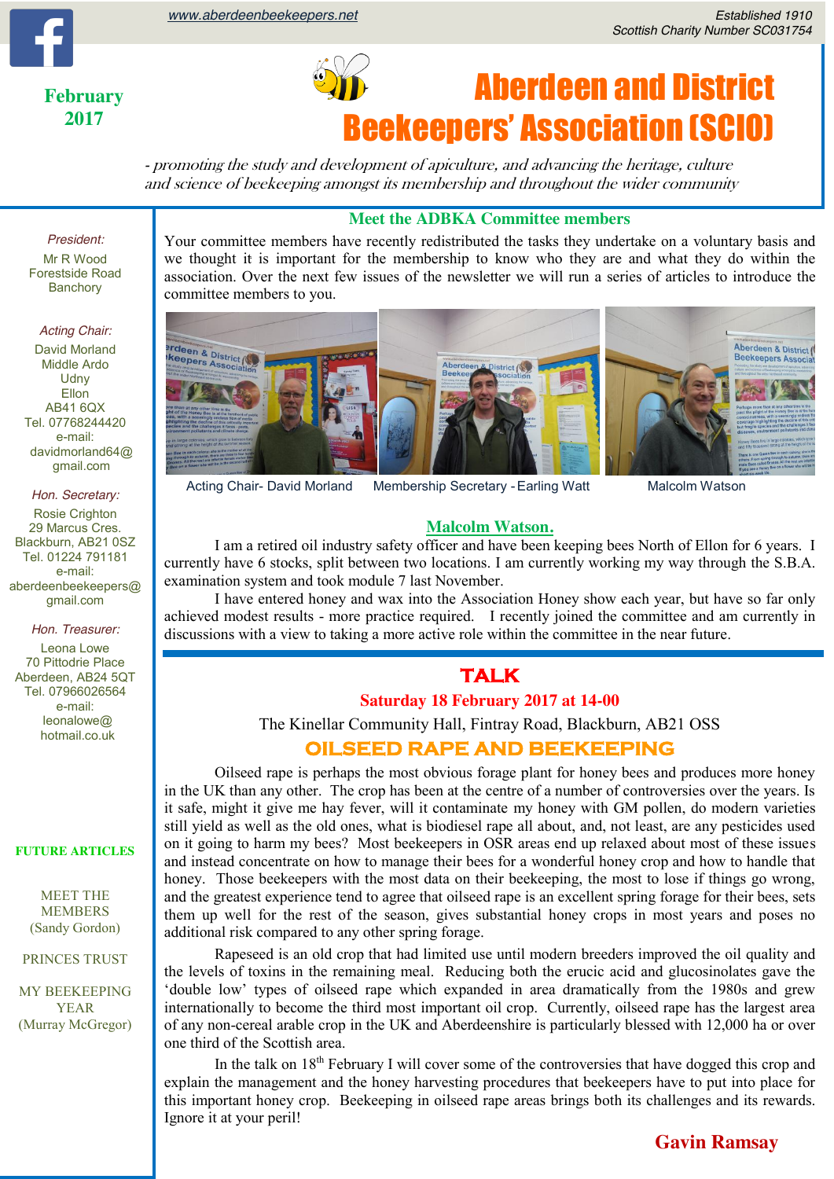www.aberdeenbeekeepers.net

Established 1910
Scottish Charity Number SC031754

**February 2017**

# Aberdeen and District Beekeepers' Association (SCIO)

*- promoting the study and development of apiculture, and advancing the heritage, culture and science of beekeeping amongst its membership and throughout the wider community*

*President:*
Mr R Wood
Forestside Road
Banchory

*Acting Chair:*
David Morland
Middle Ardo
Udny
Ellon
AB41 6QX
Tel. 07768244420
e-mail:
davidmorland64@gmail.com

*Hon. Secretary:*
Rosie Crighton
29 Marcus Cres.
Blackburn, AB21 0SZ
Tel. 01224 791181
e-mail:
aberdeenbeekeepers@gmail.com

*Hon. Treasurer:*
Leona Lowe
70 Pittodrie Place
Aberdeen, AB24 5QT
Tel. 07966026564
e-mail:
leonalowe@hotmail.co.uk

**FUTURE ARTICLES**

MEET THE MEMBERS
(Sandy Gordon)

PRINCES TRUST

MY BEEKEEPING YEAR
(Murray McGregor)

## Meet the ADBKA Committee members

Your committee members have recently redistributed the tasks they undertake on a voluntary basis and we thought it is important for the membership to know who they are and what they do within the association. Over the next few issues of the newsletter we will run a series of articles to introduce the committee members to you.

Acting Chair- David Morland | Membership Secretary - Earling Watt | Malcolm Watson

### Malcolm Watson.

I am a retired oil industry safety officer and have been keeping bees North of Ellon for 6 years. I currently have 6 stocks, split between two locations. I am currently working my way through the S.B.A. examination system and took module 7 last November.

I have entered honey and wax into the Association Honey show each year, but have so far only achieved modest results - more practice required. I recently joined the committee and am currently in discussions with a view to taking a more active role within the committee in the near future.

## TALK

**Saturday 18 February 2017 at 14-00**

The Kinellar Community Hall, Fintray Road, Blackburn, AB21 OSS

## OILSEED RAPE AND BEEKEEPING

Oilseed rape is perhaps the most obvious forage plant for honey bees and produces more honey in the UK than any other. The crop has been at the centre of a number of controversies over the years. Is it safe, might it give me hay fever, will it contaminate my honey with GM pollen, do modern varieties still yield as well as the old ones, what is biodiesel rape all about, and, not least, are any pesticides used on it going to harm my bees? Most beekeepers in OSR areas end up relaxed about most of these issues and instead concentrate on how to manage their bees for a wonderful honey crop and how to handle that honey. Those beekeepers with the most data on their beekeeping, the most to lose if things go wrong, and the greatest experience tend to agree that oilseed rape is an excellent spring forage for their bees, sets them up well for the rest of the season, gives substantial honey crops in most years and poses no additional risk compared to any other spring forage.

Rapeseed is an old crop that had limited use until modern breeders improved the oil quality and the levels of toxins in the remaining meal. Reducing both the erucic acid and glucosinolates gave the 'double low' types of oilseed rape which expanded in area dramatically from the 1980s and grew internationally to become the third most important oil crop. Currently, oilseed rape has the largest area of any non-cereal arable crop in the UK and Aberdeenshire is particularly blessed with 12,000 ha or over one third of the Scottish area.

In the talk on 18th February I will cover some of the controversies that have dogged this crop and explain the management and the honey harvesting procedures that beekeepers have to put into place for this important honey crop. Beekeeping in oilseed rape areas brings both its challenges and its rewards. Ignore it at your peril!

**Gavin Ramsay**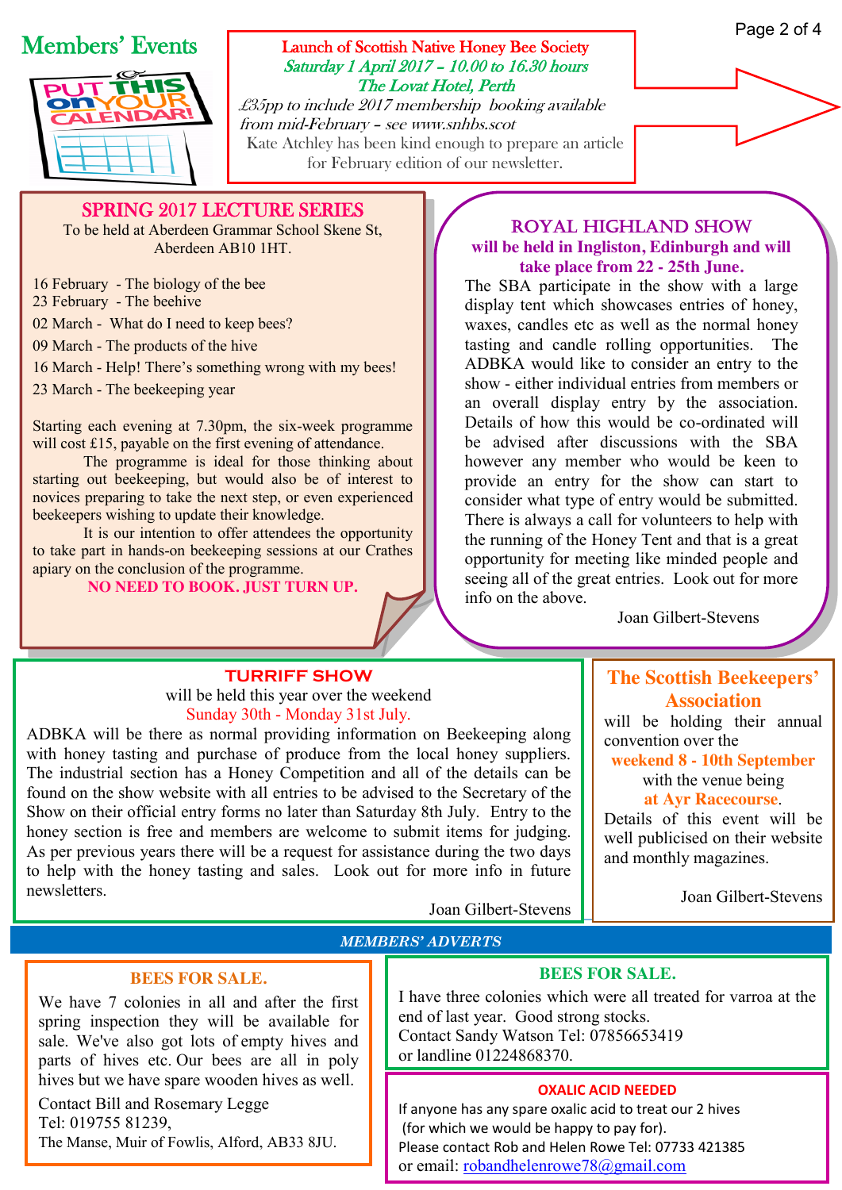# Members' Events

PUT THIS on YOUR CALENDAR!

**Launch of Scottish Native Honey Bee Society**

*Saturday 1 April 2017 – 10.00 to 16.30 hours*

*The Lovat Hotel, Perth*

*£35pp to include 2017 membership booking available from mid-February – see www.snhbs.scot*

Kate Atchley has been kind enough to prepare an article for February edition of our newsletter.

## SPRING 2017 LECTURE SERIES

To be held at Aberdeen Grammar School Skene St, Aberdeen AB10 1HT.

- 16 February - The biology of the bee
- 23 February - The beehive
- 02 March - What do I need to keep bees?
- 09 March - The products of the hive
- 16 March - Help! There's something wrong with my bees!
- 23 March - The beekeeping year

Starting each evening at 7.30pm, the six-week programme will cost £15, payable on the first evening of attendance.

The programme is ideal for those thinking about starting out beekeeping, but would also be of interest to novices preparing to take the next step, or even experienced beekeepers wishing to update their knowledge.

It is our intention to offer attendees the opportunity to take part in hands-on beekeeping sessions at our Crathes apiary on the conclusion of the programme.

**NO NEED TO BOOK. JUST TURN UP.**

## ROYAL HIGHLAND SHOW

**will be held in Ingliston, Edinburgh and will take place from 22 - 25th June.**

The SBA participate in the show with a large display tent which showcases entries of honey, waxes, candles etc as well as the normal honey tasting and candle rolling opportunities. The ADBKA would like to consider an entry to the show - either individual entries from members or an overall display entry by the association. Details of how this would be co-ordinated will be advised after discussions with the SBA however any member who would be keen to provide an entry for the show can start to consider what type of entry would be submitted. There is always a call for volunteers to help with the running of the Honey Tent and that is a great opportunity for meeting like minded people and seeing all of the great entries. Look out for more info on the above.

Joan Gilbert-Stevens

## TURRIFF SHOW

will be held this year over the weekend

Sunday 30th - Monday 31st July.

ADBKA will be there as normal providing information on Beekeeping along with honey tasting and purchase of produce from the local honey suppliers. The industrial section has a Honey Competition and all of the details can be found on the show website with all entries to be advised to the Secretary of the Show on their official entry forms no later than Saturday 8th July. Entry to the honey section is free and members are welcome to submit items for judging. As per previous years there will be a request for assistance during the two days to help with the honey tasting and sales. Look out for more info in future newsletters.

Joan Gilbert-Stevens

## The Scottish Beekeepers' Association

will be holding their annual convention over the **weekend 8 - 10th September** with the venue being **at Ayr Racecourse**. Details of this event will be well publicised on their website and monthly magazines.

Joan Gilbert-Stevens

## *MEMBERS' ADVERTS*

### BEES FOR SALE.

We have 7 colonies in all and after the first spring inspection they will be available for sale. We've also got lots of empty hives and parts of hives etc. Our bees are all in poly hives but we have spare wooden hives as well.

Contact Bill and Rosemary Legge
Tel: 019755 81239,
The Manse, Muir of Fowlis, Alford, AB33 8JU.

### BEES FOR SALE.

I have three colonies which were all treated for varroa at the end of last year. Good strong stocks.
Contact Sandy Watson Tel: 07856653419
or landline 01224868370.

### OXALIC ACID NEEDED

If anyone has any spare oxalic acid to treat our 2 hives (for which we would be happy to pay for).
Please contact Rob and Helen Rowe Tel: 07733 421385
or email: robandhelenrowe78@gmail.com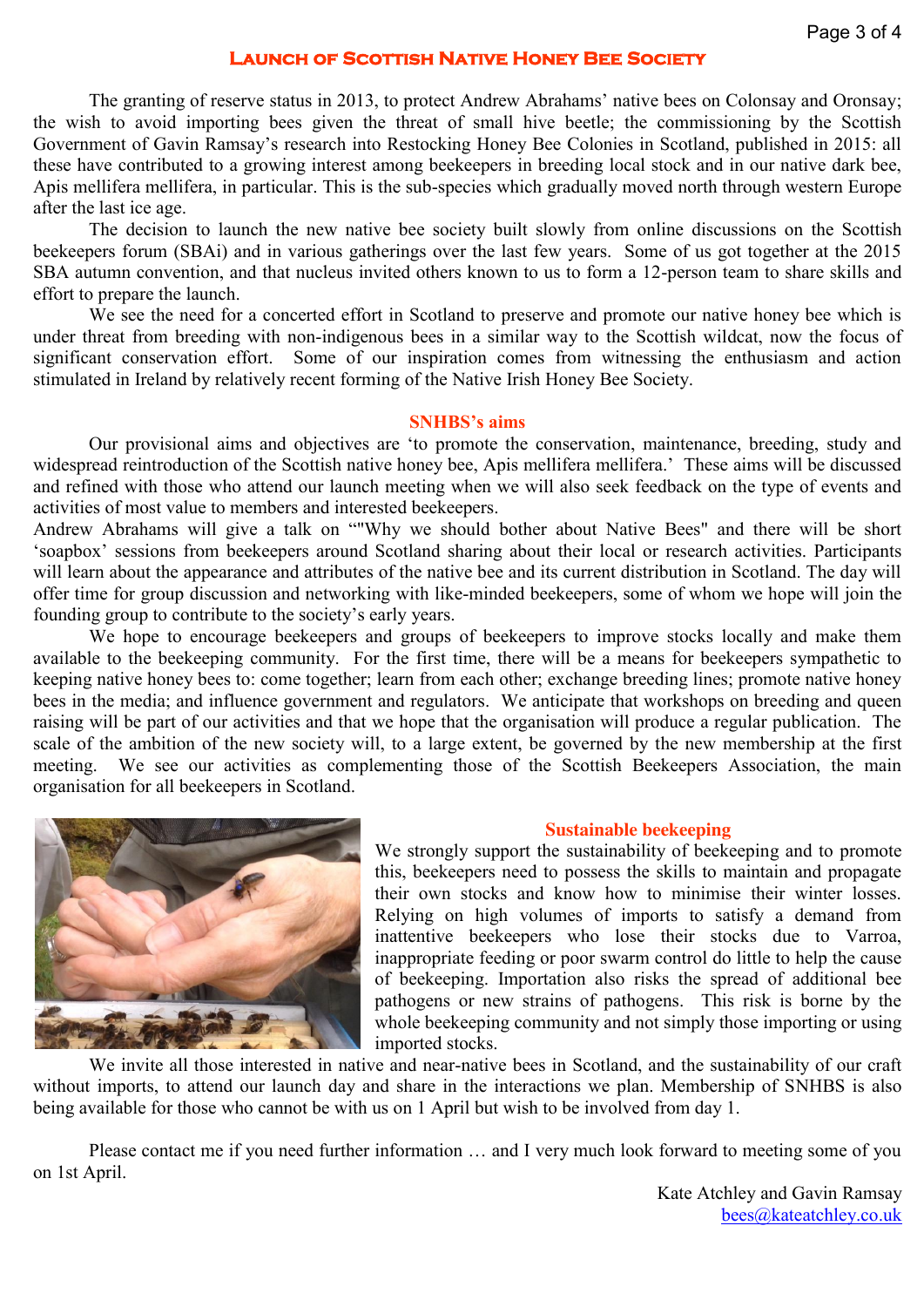## Launch of Scottish Native Honey Bee Society

The granting of reserve status in 2013, to protect Andrew Abrahams' native bees on Colonsay and Oronsay; the wish to avoid importing bees given the threat of small hive beetle; the commissioning by the Scottish Government of Gavin Ramsay's research into Restocking Honey Bee Colonies in Scotland, published in 2015: all these have contributed to a growing interest among beekeepers in breeding local stock and in our native dark bee, Apis mellifera mellifera, in particular. This is the sub-species which gradually moved north through western Europe after the last ice age.

The decision to launch the new native bee society built slowly from online discussions on the Scottish beekeepers forum (SBAi) and in various gatherings over the last few years. Some of us got together at the 2015 SBA autumn convention, and that nucleus invited others known to us to form a 12-person team to share skills and effort to prepare the launch.

We see the need for a concerted effort in Scotland to preserve and promote our native honey bee which is under threat from breeding with non-indigenous bees in a similar way to the Scottish wildcat, now the focus of significant conservation effort. Some of our inspiration comes from witnessing the enthusiasm and action stimulated in Ireland by relatively recent forming of the Native Irish Honey Bee Society.

### SNHBS's aims

Our provisional aims and objectives are 'to promote the conservation, maintenance, breeding, study and widespread reintroduction of the Scottish native honey bee, Apis mellifera mellifera.' These aims will be discussed and refined with those who attend our launch meeting when we will also seek feedback on the type of events and activities of most value to members and interested beekeepers.

Andrew Abrahams will give a talk on ""Why we should bother about Native Bees" and there will be short 'soapbox' sessions from beekeepers around Scotland sharing about their local or research activities. Participants will learn about the appearance and attributes of the native bee and its current distribution in Scotland. The day will offer time for group discussion and networking with like-minded beekeepers, some of whom we hope will join the founding group to contribute to the society's early years.

We hope to encourage beekeepers and groups of beekeepers to improve stocks locally and make them available to the beekeeping community. For the first time, there will be a means for beekeepers sympathetic to keeping native honey bees to: come together; learn from each other; exchange breeding lines; promote native honey bees in the media; and influence government and regulators. We anticipate that workshops on breeding and queen raising will be part of our activities and that we hope that the organisation will produce a regular publication. The scale of the ambition of the new society will, to a large extent, be governed by the new membership at the first meeting. We see our activities as complementing those of the Scottish Beekeepers Association, the main organisation for all beekeepers in Scotland.

### Sustainable beekeeping

We strongly support the sustainability of beekeeping and to promote this, beekeepers need to possess the skills to maintain and propagate their own stocks and know how to minimise their winter losses. Relying on high volumes of imports to satisfy a demand from inattentive beekeepers who lose their stocks due to Varroa, inappropriate feeding or poor swarm control do little to help the cause of beekeeping. Importation also risks the spread of additional bee pathogens or new strains of pathogens. This risk is borne by the whole beekeeping community and not simply those importing or using imported stocks.

We invite all those interested in native and near-native bees in Scotland, and the sustainability of our craft without imports, to attend our launch day and share in the interactions we plan. Membership of SNHBS is also being available for those who cannot be with us on 1 April but wish to be involved from day 1.

Please contact me if you need further information … and I very much look forward to meeting some of you on 1st April.

Kate Atchley and Gavin Ramsay
bees@kateatchley.co.uk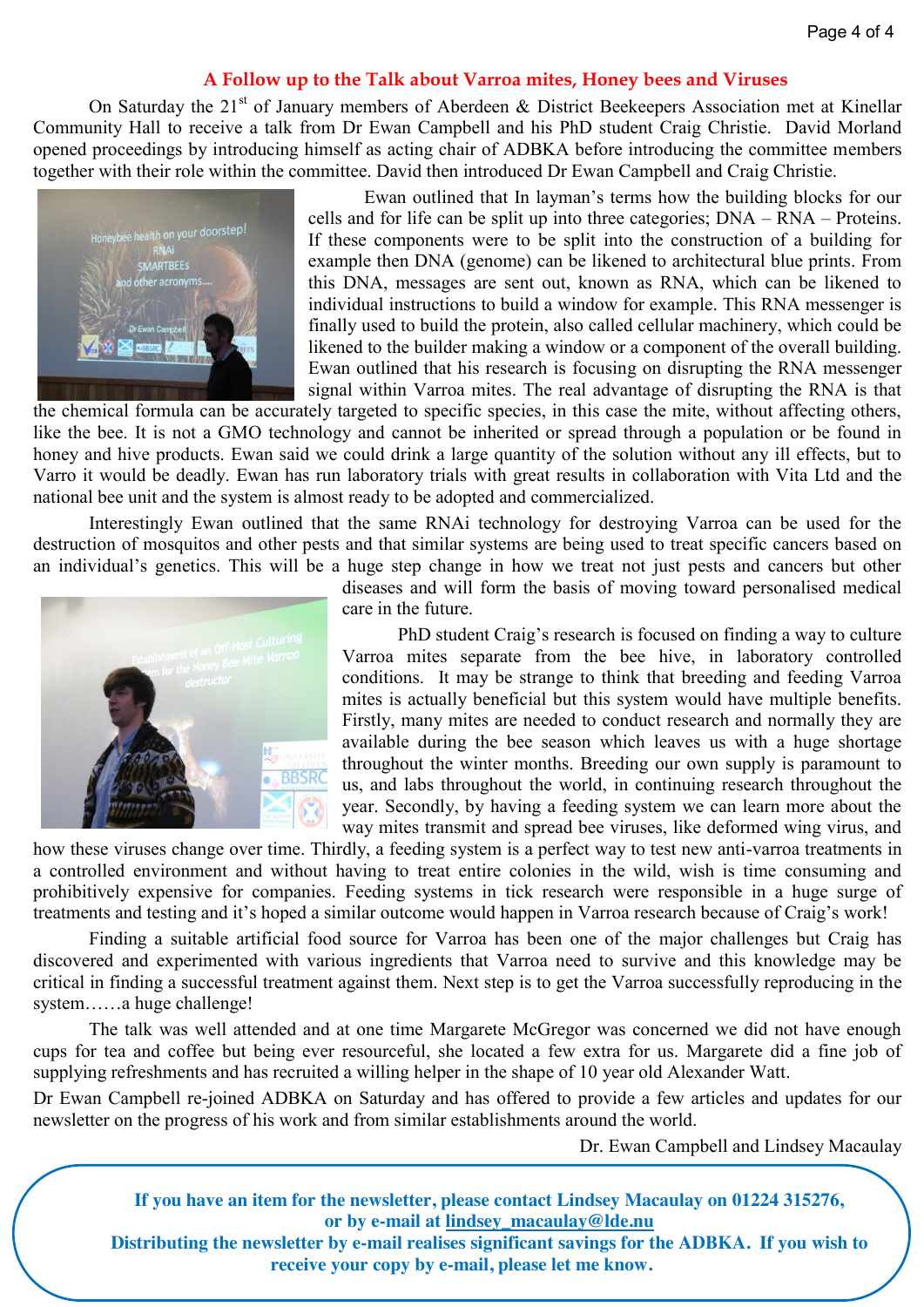## A Follow up to the Talk about Varroa mites, Honey bees and Viruses

On Saturday the 21st of January members of Aberdeen & District Beekeepers Association met at Kinellar Community Hall to receive a talk from Dr Ewan Campbell and his PhD student Craig Christie. David Morland opened proceedings by introducing himself as acting chair of ADBKA before introducing the committee members together with their role within the committee. David then introduced Dr Ewan Campbell and Craig Christie.

Ewan outlined that In layman's terms how the building blocks for our cells and for life can be split up into three categories; DNA – RNA – Proteins. If these components were to be split into the construction of a building for example then DNA (genome) can be likened to architectural blue prints. From this DNA, messages are sent out, known as RNA, which can be likened to individual instructions to build a window for example. This RNA messenger is finally used to build the protein, also called cellular machinery, which could be likened to the builder making a window or a component of the overall building. Ewan outlined that his research is focusing on disrupting the RNA messenger signal within Varroa mites. The real advantage of disrupting the RNA is that the chemical formula can be accurately targeted to specific species, in this case the mite, without affecting others, like the bee. It is not a GMO technology and cannot be inherited or spread through a population or be found in honey and hive products. Ewan said we could drink a large quantity of the solution without any ill effects, but to Varro it would be deadly. Ewan has run laboratory trials with great results in collaboration with Vita Ltd and the national bee unit and the system is almost ready to be adopted and commercialized.

Interestingly Ewan outlined that the same RNAi technology for destroying Varroa can be used for the destruction of mosquitos and other pests and that similar systems are being used to treat specific cancers based on an individual's genetics. This will be a huge step change in how we treat not just pests and cancers but other diseases and will form the basis of moving toward personalised medical care in the future.

PhD student Craig's research is focused on finding a way to culture Varroa mites separate from the bee hive, in laboratory controlled conditions. It may be strange to think that breeding and feeding Varroa mites is actually beneficial but this system would have multiple benefits. Firstly, many mites are needed to conduct research and normally they are available during the bee season which leaves us with a huge shortage throughout the winter months. Breeding our own supply is paramount to us, and labs throughout the world, in continuing research throughout the year. Secondly, by having a feeding system we can learn more about the way mites transmit and spread bee viruses, like deformed wing virus, and how these viruses change over time. Thirdly, a feeding system is a perfect way to test new anti-varroa treatments in a controlled environment and without having to treat entire colonies in the wild, wish is time consuming and prohibitively expensive for companies. Feeding systems in tick research were responsible in a huge surge of treatments and testing and it's hoped a similar outcome would happen in Varroa research because of Craig's work!

Finding a suitable artificial food source for Varroa has been one of the major challenges but Craig has discovered and experimented with various ingredients that Varroa need to survive and this knowledge may be critical in finding a successful treatment against them. Next step is to get the Varroa successfully reproducing in the system……a huge challenge!

The talk was well attended and at one time Margarete McGregor was concerned we did not have enough cups for tea and coffee but being ever resourceful, she located a few extra for us. Margarete did a fine job of supplying refreshments and has recruited a willing helper in the shape of 10 year old Alexander Watt.

Dr Ewan Campbell re-joined ADBKA on Saturday and has offered to provide a few articles and updates for our newsletter on the progress of his work and from similar establishments around the world.

Dr. Ewan Campbell and Lindsey Macaulay

**If you have an item for the newsletter, please contact Lindsey Macaulay on 01224 315276, or by e-mail at lindsey_macaulay@lde.nu**
**Distributing the newsletter by e-mail realises significant savings for the ADBKA. If you wish to receive your copy by e-mail, please let me know.**